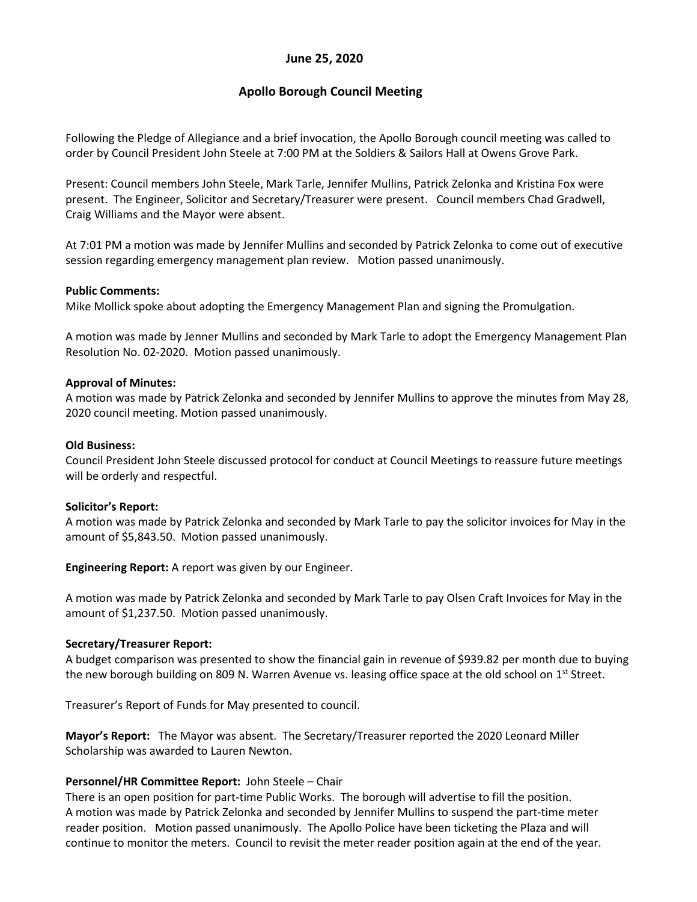**June 25, 2020**

**Apollo Borough Council Meeting**

Following the Pledge of Allegiance and a brief invocation, the Apollo Borough council meeting was called to order by Council President John Steele at 7:00 PM at the Soldiers & Sailors Hall at Owens Grove Park.

Present: Council members John Steele, Mark Tarle, Jennifer Mullins, Patrick Zelonka and Kristina Fox were present. The Engineer, Solicitor and Secretary/Treasurer were present. Council members Chad Gradwell, Craig Williams and the Mayor were absent.

At 7:01 PM a motion was made by Jennifer Mullins and seconded by Patrick Zelonka to come out of executive session regarding emergency management plan review. Motion passed unanimously.

**Public Comments:**
Mike Mollick spoke about adopting the Emergency Management Plan and signing the Promulgation.

A motion was made by Jenner Mullins and seconded by Mark Tarle to adopt the Emergency Management Plan Resolution No. 02-2020. Motion passed unanimously.

**Approval of Minutes:**
A motion was made by Patrick Zelonka and seconded by Jennifer Mullins to approve the minutes from May 28, 2020 council meeting. Motion passed unanimously.

**Old Business:**
Council President John Steele discussed protocol for conduct at Council Meetings to reassure future meetings will be orderly and respectful.

**Solicitor's Report:**
A motion was made by Patrick Zelonka and seconded by Mark Tarle to pay the solicitor invoices for May in the amount of $5,843.50. Motion passed unanimously.

**Engineering Report:** A report was given by our Engineer.

A motion was made by Patrick Zelonka and seconded by Mark Tarle to pay Olsen Craft Invoices for May in the amount of $1,237.50. Motion passed unanimously.

**Secretary/Treasurer Report:**
A budget comparison was presented to show the financial gain in revenue of $939.82 per month due to buying the new borough building on 809 N. Warren Avenue vs. leasing office space at the old school on 1st Street.

Treasurer's Report of Funds for May presented to council.

**Mayor's Report:** The Mayor was absent. The Secretary/Treasurer reported the 2020 Leonard Miller Scholarship was awarded to Lauren Newton.

**Personnel/HR Committee Report:** John Steele – Chair
There is an open position for part-time Public Works. The borough will advertise to fill the position.
A motion was made by Patrick Zelonka and seconded by Jennifer Mullins to suspend the part-time meter reader position. Motion passed unanimously. The Apollo Police have been ticketing the Plaza and will continue to monitor the meters. Council to revisit the meter reader position again at the end of the year.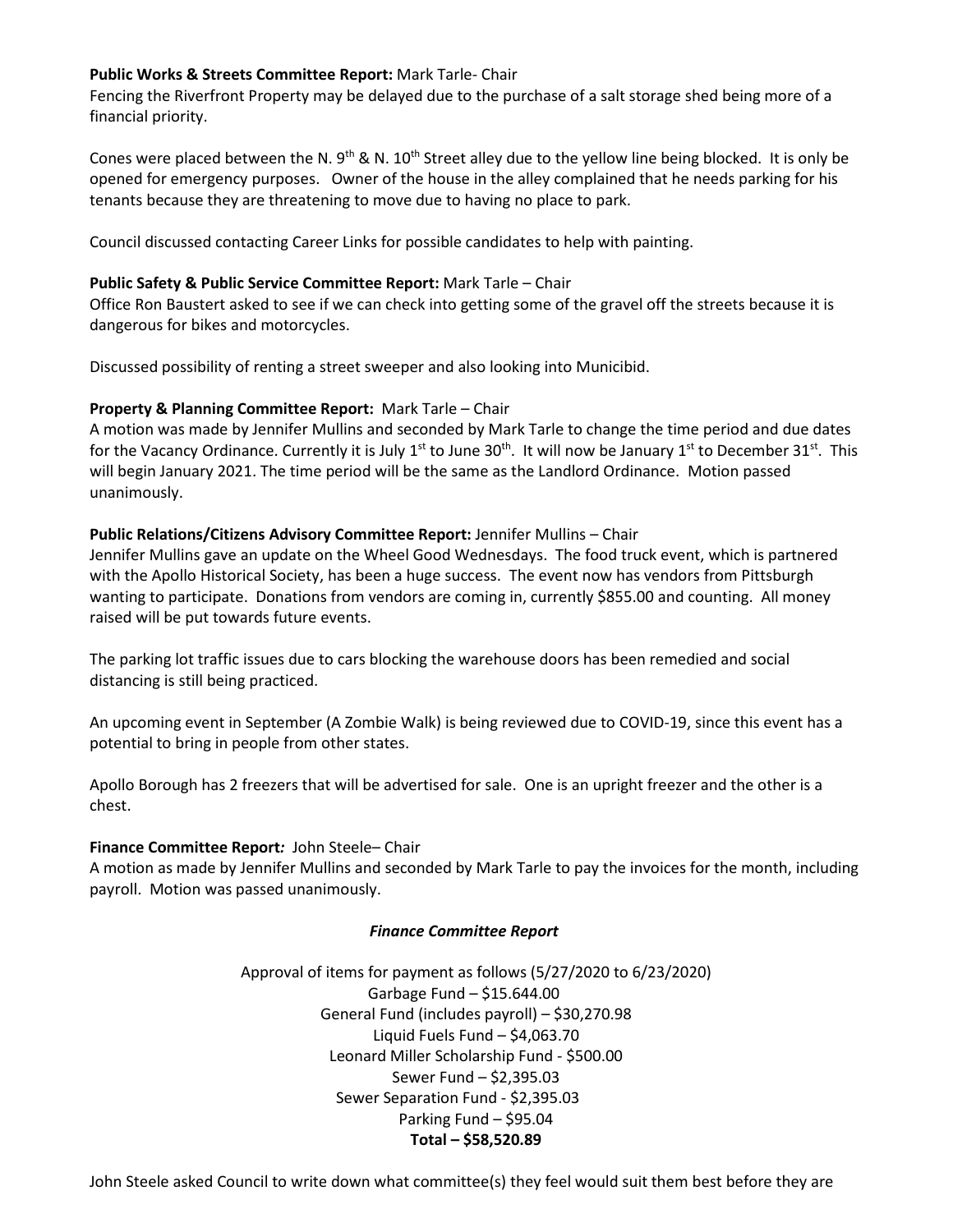**Public Works & Streets Committee Report:** Mark Tarle- Chair

Fencing the Riverfront Property may be delayed due to the purchase of a salt storage shed being more of a financial priority.

Cones were placed between the N. 9th & N. 10th Street alley due to the yellow line being blocked. It is only be opened for emergency purposes. Owner of the house in the alley complained that he needs parking for his tenants because they are threatening to move due to having no place to park.

Council discussed contacting Career Links for possible candidates to help with painting.

**Public Safety & Public Service Committee Report:** Mark Tarle – Chair

Office Ron Baustert asked to see if we can check into getting some of the gravel off the streets because it is dangerous for bikes and motorcycles.

Discussed possibility of renting a street sweeper and also looking into Municibid.

**Property & Planning Committee Report:** Mark Tarle – Chair

A motion was made by Jennifer Mullins and seconded by Mark Tarle to change the time period and due dates for the Vacancy Ordinance. Currently it is July 1st to June 30th. It will now be January 1st to December 31st. This will begin January 2021. The time period will be the same as the Landlord Ordinance. Motion passed unanimously.

**Public Relations/Citizens Advisory Committee Report:** Jennifer Mullins – Chair

Jennifer Mullins gave an update on the Wheel Good Wednesdays. The food truck event, which is partnered with the Apollo Historical Society, has been a huge success. The event now has vendors from Pittsburgh wanting to participate. Donations from vendors are coming in, currently $855.00 and counting. All money raised will be put towards future events.

The parking lot traffic issues due to cars blocking the warehouse doors has been remedied and social distancing is still being practiced.

An upcoming event in September (A Zombie Walk) is being reviewed due to COVID-19, since this event has a potential to bring in people from other states.

Apollo Borough has 2 freezers that will be advertised for sale. One is an upright freezer and the other is a chest.

**Finance Committee Report***:* John Steele– Chair

A motion as made by Jennifer Mullins and seconded by Mark Tarle to pay the invoices for the month, including payroll. Motion was passed unanimously.

***Finance Committee Report***

Approval of items for payment as follows (5/27/2020 to 6/23/2020)

Garbage Fund – $15.644.00

General Fund (includes payroll) – $30,270.98

Liquid Fuels Fund – $4,063.70

Leonard Miller Scholarship Fund - $500.00

Sewer Fund – $2,395.03

Sewer Separation Fund - $2,395.03

Parking Fund – $95.04

**Total – $58,520.89**

John Steele asked Council to write down what committee(s) they feel would suit them best before they are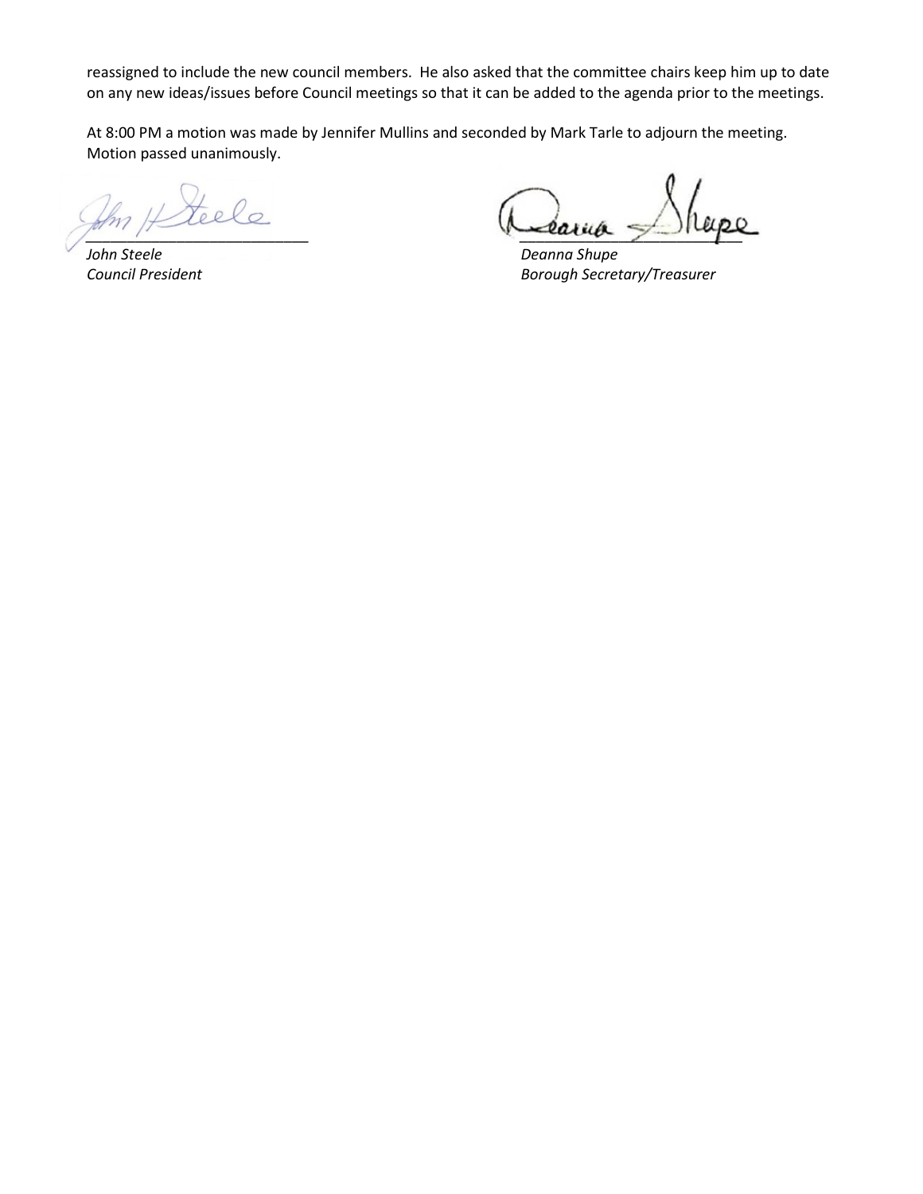reassigned to include the new council members. He also asked that the committee chairs keep him up to date on any new ideas/issues before Council meetings so that it can be added to the agenda prior to the meetings.

At 8:00 PM a motion was made by Jennifer Mullins and seconded by Mark Tarle to adjourn the meeting. Motion passed unanimously.

| | |
|---|---|
| ___________________________ | ___________________________ |
| *John Steele* | *Deanna Shupe* |
| *Council President* | *Borough Secretary/Treasurer* |